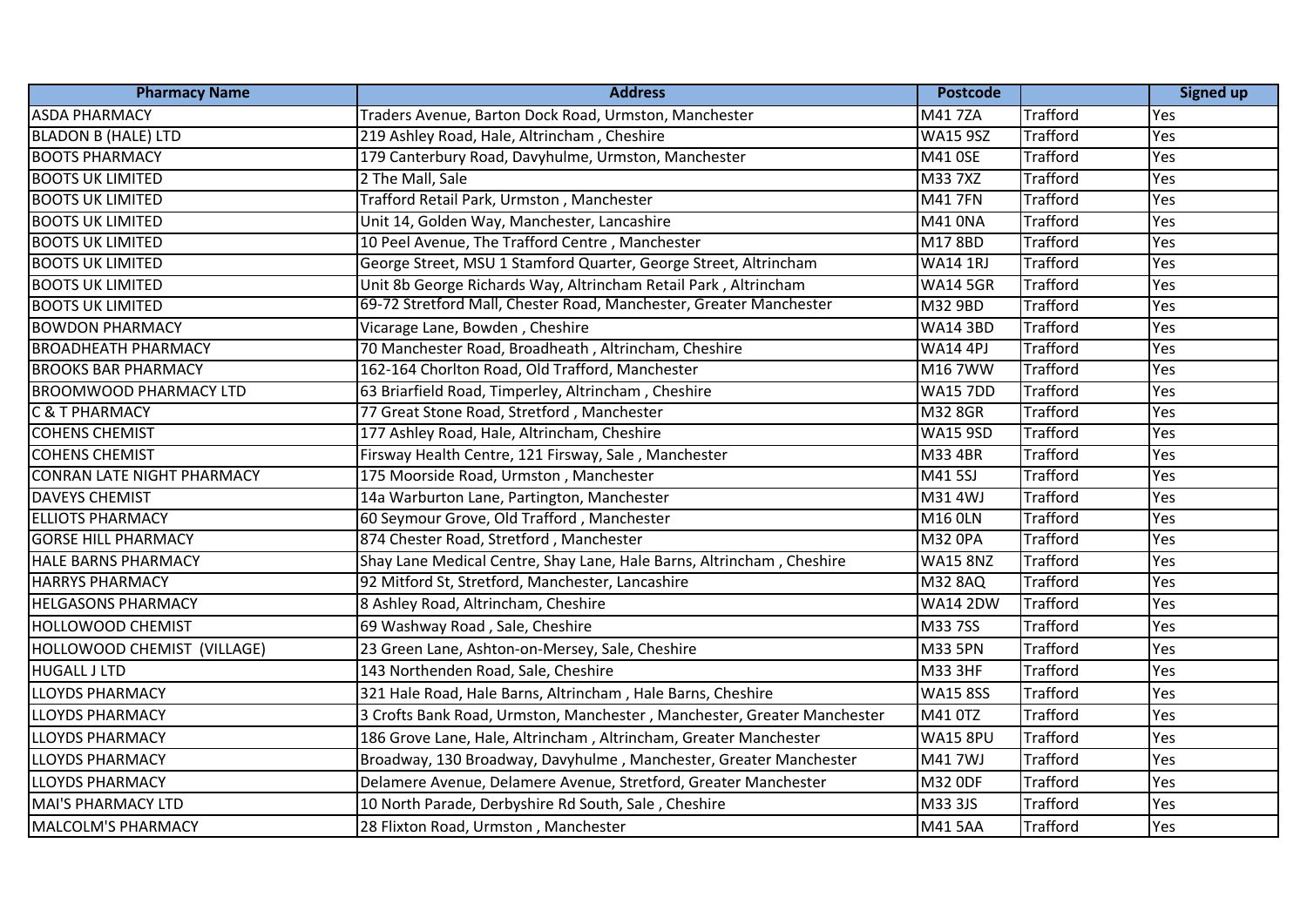| Pharmacy Name | Address | Postcode | | Signed up |
|---|---|---|---|---|
| ASDA PHARMACY | Traders Avenue, Barton Dock Road, Urmston, Manchester | M41 7ZA | Trafford | Yes |
| BLADON B (HALE) LTD | 219 Ashley Road, Hale, Altrincham , Cheshire | WA15 9SZ | Trafford | Yes |
| BOOTS PHARMACY | 179 Canterbury Road, Davyhulme, Urmston, Manchester | M41 0SE | Trafford | Yes |
| BOOTS UK LIMITED | 2 The Mall, Sale | M33 7XZ | Trafford | Yes |
| BOOTS UK LIMITED | Trafford Retail Park, Urmston , Manchester | M41 7FN | Trafford | Yes |
| BOOTS UK LIMITED | Unit 14, Golden Way, Manchester, Lancashire | M41 0NA | Trafford | Yes |
| BOOTS UK LIMITED | 10 Peel Avenue, The Trafford Centre , Manchester | M17 8BD | Trafford | Yes |
| BOOTS UK LIMITED | George Street, MSU 1 Stamford Quarter, George Street, Altrincham | WA14 1RJ | Trafford | Yes |
| BOOTS UK LIMITED | Unit 8b George Richards Way, Altrincham Retail Park , Altrincham | WA14 5GR | Trafford | Yes |
| BOOTS UK LIMITED | 69-72 Stretford Mall, Chester Road, Manchester, Greater Manchester | M32 9BD | Trafford | Yes |
| BOWDON PHARMACY | Vicarage Lane, Bowden , Cheshire | WA14 3BD | Trafford | Yes |
| BROADHEATH PHARMACY | 70 Manchester Road, Broadheath , Altrincham, Cheshire | WA14 4PJ | Trafford | Yes |
| BROOKS BAR PHARMACY | 162-164 Chorlton Road, Old Trafford, Manchester | M16 7WW | Trafford | Yes |
| BROOMWOOD PHARMACY LTD | 63 Briarfield Road, Timperley, Altrincham , Cheshire | WA15 7DD | Trafford | Yes |
| C & T PHARMACY | 77 Great Stone Road, Stretford , Manchester | M32 8GR | Trafford | Yes |
| COHENS CHEMIST | 177 Ashley Road, Hale, Altrincham, Cheshire | WA15 9SD | Trafford | Yes |
| COHENS CHEMIST | Firsway Health Centre, 121 Firsway, Sale , Manchester | M33 4BR | Trafford | Yes |
| CONRAN LATE NIGHT PHARMACY | 175 Moorside Road, Urmston , Manchester | M41 5SJ | Trafford | Yes |
| DAVEYS CHEMIST | 14a Warburton Lane, Partington, Manchester | M31 4WJ | Trafford | Yes |
| ELLIOTS PHARMACY | 60 Seymour Grove, Old Trafford , Manchester | M16 0LN | Trafford | Yes |
| GORSE HILL PHARMACY | 874 Chester Road, Stretford , Manchester | M32 0PA | Trafford | Yes |
| HALE BARNS PHARMACY | Shay Lane Medical Centre, Shay Lane, Hale Barns, Altrincham , Cheshire | WA15 8NZ | Trafford | Yes |
| HARRYS PHARMACY | 92 Mitford St, Stretford, Manchester, Lancashire | M32 8AQ | Trafford | Yes |
| HELGASONS PHARMACY | 8 Ashley Road, Altrincham, Cheshire | WA14 2DW | Trafford | Yes |
| HOLLOWOOD CHEMIST | 69 Washway Road , Sale, Cheshire | M33 7SS | Trafford | Yes |
| HOLLOWOOD CHEMIST (VILLAGE) | 23 Green Lane, Ashton-on-Mersey, Sale, Cheshire | M33 5PN | Trafford | Yes |
| HUGALL J LTD | 143 Northenden Road, Sale, Cheshire | M33 3HF | Trafford | Yes |
| LLOYDS PHARMACY | 321 Hale Road, Hale Barns, Altrincham , Hale Barns, Cheshire | WA15 8SS | Trafford | Yes |
| LLOYDS PHARMACY | 3 Crofts Bank Road, Urmston, Manchester , Manchester, Greater Manchester | M41 0TZ | Trafford | Yes |
| LLOYDS PHARMACY | 186 Grove Lane, Hale, Altrincham , Altrincham, Greater Manchester | WA15 8PU | Trafford | Yes |
| LLOYDS PHARMACY | Broadway, 130 Broadway, Davyhulme , Manchester, Greater Manchester | M41 7WJ | Trafford | Yes |
| LLOYDS PHARMACY | Delamere Avenue, Delamere Avenue, Stretford, Greater Manchester | M32 0DF | Trafford | Yes |
| MAI'S PHARMACY LTD | 10 North Parade, Derbyshire Rd South, Sale , Cheshire | M33 3JS | Trafford | Yes |
| MALCOLM'S PHARMACY | 28 Flixton Road, Urmston , Manchester | M41 5AA | Trafford | Yes |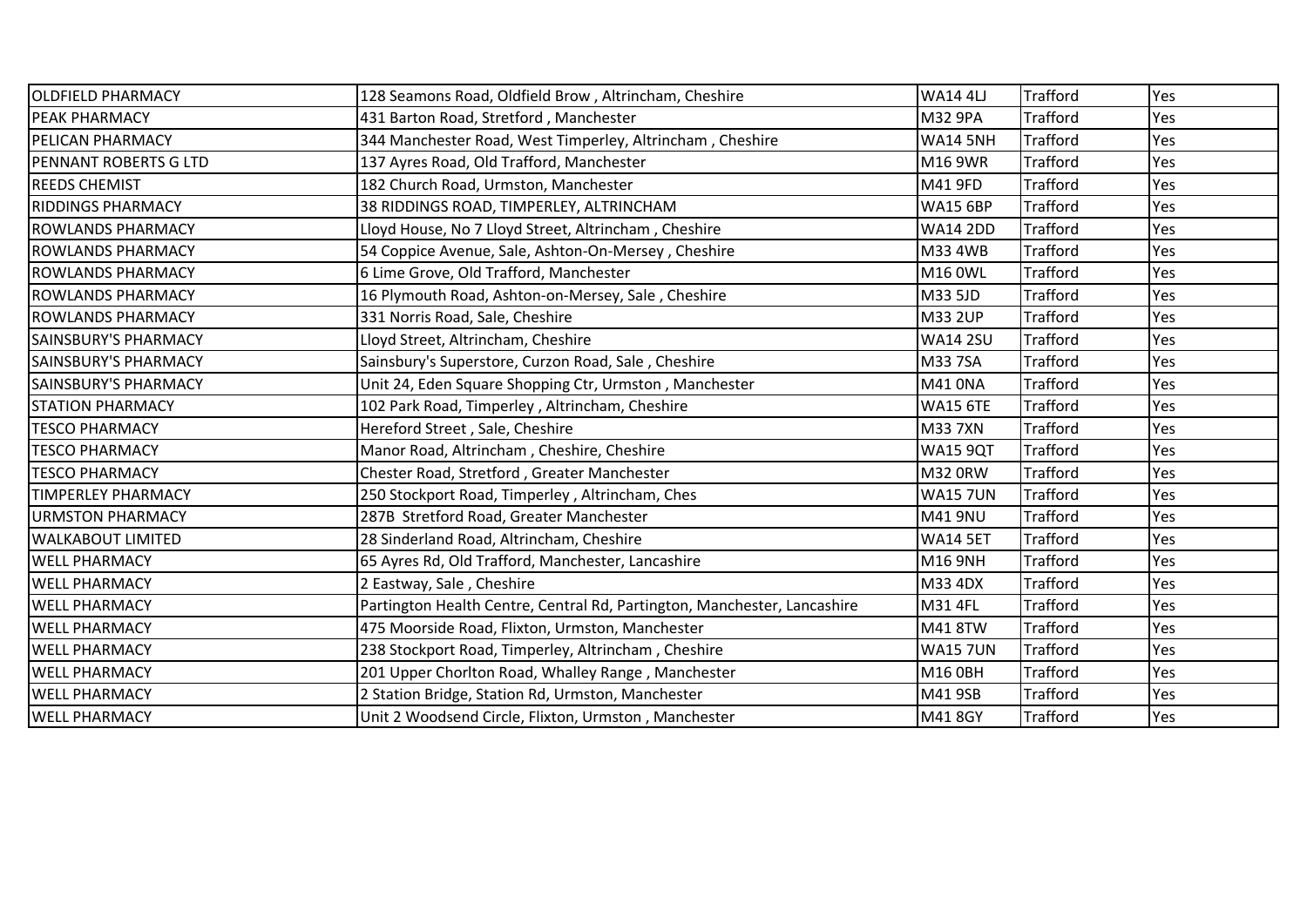| | | | | |
|---|---|---|---|---|
| OLDFIELD PHARMACY | 128 Seamons Road, Oldfield Brow , Altrincham, Cheshire | WA14 4LJ | Trafford | Yes |
| PEAK PHARMACY | 431 Barton Road, Stretford , Manchester | M32 9PA | Trafford | Yes |
| PELICAN PHARMACY | 344 Manchester Road, West Timperley, Altrincham , Cheshire | WA14 5NH | Trafford | Yes |
| PENNANT ROBERTS G LTD | 137 Ayres Road, Old Trafford, Manchester | M16 9WR | Trafford | Yes |
| REEDS CHEMIST | 182 Church Road, Urmston, Manchester | M41 9FD | Trafford | Yes |
| RIDDINGS PHARMACY | 38 RIDDINGS ROAD, TIMPERLEY, ALTRINCHAM | WA15 6BP | Trafford | Yes |
| ROWLANDS PHARMACY | Lloyd House, No 7 Lloyd Street, Altrincham , Cheshire | WA14 2DD | Trafford | Yes |
| ROWLANDS PHARMACY | 54 Coppice Avenue, Sale, Ashton-On-Mersey , Cheshire | M33 4WB | Trafford | Yes |
| ROWLANDS PHARMACY | 6 Lime Grove, Old Trafford, Manchester | M16 0WL | Trafford | Yes |
| ROWLANDS PHARMACY | 16 Plymouth Road, Ashton-on-Mersey, Sale , Cheshire | M33 5JD | Trafford | Yes |
| ROWLANDS PHARMACY | 331 Norris Road, Sale, Cheshire | M33 2UP | Trafford | Yes |
| SAINSBURY'S PHARMACY | Lloyd Street, Altrincham, Cheshire | WA14 2SU | Trafford | Yes |
| SAINSBURY'S PHARMACY | Sainsbury's Superstore, Curzon Road, Sale , Cheshire | M33 7SA | Trafford | Yes |
| SAINSBURY'S PHARMACY | Unit 24, Eden Square Shopping Ctr, Urmston , Manchester | M41 0NA | Trafford | Yes |
| STATION PHARMACY | 102 Park Road, Timperley , Altrincham, Cheshire | WA15 6TE | Trafford | Yes |
| TESCO PHARMACY | Hereford Street , Sale, Cheshire | M33 7XN | Trafford | Yes |
| TESCO PHARMACY | Manor Road, Altrincham , Cheshire, Cheshire | WA15 9QT | Trafford | Yes |
| TESCO PHARMACY | Chester Road, Stretford , Greater Manchester | M32 0RW | Trafford | Yes |
| TIMPERLEY PHARMACY | 250 Stockport Road, Timperley , Altrincham, Ches | WA15 7UN | Trafford | Yes |
| URMSTON PHARMACY | 287B Stretford Road, Greater Manchester | M41 9NU | Trafford | Yes |
| WALKABOUT LIMITED | 28 Sinderland Road, Altrincham, Cheshire | WA14 5ET | Trafford | Yes |
| WELL PHARMACY | 65 Ayres Rd, Old Trafford, Manchester, Lancashire | M16 9NH | Trafford | Yes |
| WELL PHARMACY | 2 Eastway, Sale , Cheshire | M33 4DX | Trafford | Yes |
| WELL PHARMACY | Partington Health Centre, Central Rd, Partington, Manchester, Lancashire | M31 4FL | Trafford | Yes |
| WELL PHARMACY | 475 Moorside Road, Flixton, Urmston, Manchester | M41 8TW | Trafford | Yes |
| WELL PHARMACY | 238 Stockport Road, Timperley, Altrincham , Cheshire | WA15 7UN | Trafford | Yes |
| WELL PHARMACY | 201 Upper Chorlton Road, Whalley Range , Manchester | M16 0BH | Trafford | Yes |
| WELL PHARMACY | 2 Station Bridge, Station Rd, Urmston, Manchester | M41 9SB | Trafford | Yes |
| WELL PHARMACY | Unit 2 Woodsend Circle, Flixton, Urmston , Manchester | M41 8GY | Trafford | Yes |